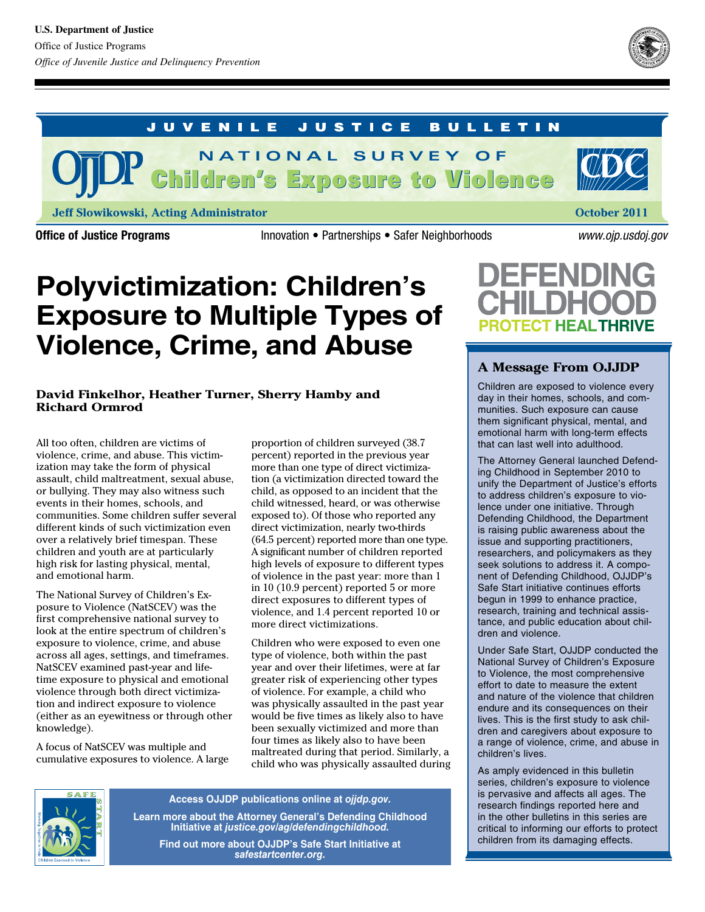**U.S. Department of Justice**
Office of Justice Programs
*Office of Juvenile Justice and Delinquency Prevention*

JUVENILE JUSTICE BULLETIN

NATIONAL SURVEY OF **Children's Exposure to Violence**

**Jeff Slowikowski, Acting Administrator** — **October 2011**

**Office of Justice Programs** — Innovation • Partnerships • Safer Neighborhoods — *www.ojp.usdoj.gov*

# Polyvictimization: Children's Exposure to Multiple Types of Violence, Crime, and Abuse

**David Finkelhor, Heather Turner, Sherry Hamby and Richard Ormrod**

All too often, children are victims of violence, crime, and abuse. This victimization may take the form of physical assault, child maltreatment, sexual abuse, or bullying. They may also witness such events in their homes, schools, and communities. Some children suffer several different kinds of such victimization even over a relatively brief timespan. These children and youth are at particularly high risk for lasting physical, mental, and emotional harm.

The National Survey of Children's Exposure to Violence (NatSCEV) was the first comprehensive national survey to look at the entire spectrum of children's exposure to violence, crime, and abuse across all ages, settings, and timeframes. NatSCEV examined past-year and lifetime exposure to physical and emotional violence through both direct victimization and indirect exposure to violence (either as an eyewitness or through other knowledge).

A focus of NatSCEV was multiple and cumulative exposures to violence. A large proportion of children surveyed (38.7 percent) reported in the previous year more than one type of direct victimization (a victimization directed toward the child, as opposed to an incident that the child witnessed, heard, or was otherwise exposed to). Of those who reported any direct victimization, nearly two-thirds (64.5 percent) reported more than one type. A significant number of children reported high levels of exposure to different types of violence in the past year: more than 1 in 10 (10.9 percent) reported 5 or more direct exposures to different types of violence, and 1.4 percent reported 10 or more direct victimizations.

Children who were exposed to even one type of violence, both within the past year and over their lifetimes, were at far greater risk of experiencing other types of violence. For example, a child who was physically assaulted in the past year would be five times as likely also to have been sexually victimized and more than four times as likely also to have been maltreated during that period. Similarly, a child who was physically assaulted during

**DEFENDING CHILDHOOD**
**PROTECT HEAL THRIVE**

## A Message From OJJDP

Children are exposed to violence every day in their homes, schools, and communities. Such exposure can cause them significant physical, mental, and emotional harm with long-term effects that can last well into adulthood.

The Attorney General launched Defending Childhood in September 2010 to unify the Department of Justice's efforts to address children's exposure to violence under one initiative. Through Defending Childhood, the Department is raising public awareness about the issue and supporting practitioners, researchers, and policymakers as they seek solutions to address it. A component of Defending Childhood, OJJDP's Safe Start initiative continues efforts begun in 1999 to enhance practice, research, training and technical assistance, and public education about children and violence.

Under Safe Start, OJJDP conducted the National Survey of Children's Exposure to Violence, the most comprehensive effort to date to measure the extent and nature of the violence that children endure and its consequences on their lives. This is the first study to ask children and caregivers about exposure to a range of violence, crime, and abuse in children's lives.

As amply evidenced in this bulletin series, children's exposure to violence is pervasive and affects all ages. The research findings reported here and in the other bulletins in this series are critical to informing our efforts to protect children from its damaging effects.

**Access OJJDP publications online at *ojjdp.gov*.**

**Learn more about the Attorney General's Defending Childhood Initiative at *justice.gov/ag/defendingchildhood*.**

**Find out more about OJJDP's Safe Start Initiative at *safestartcenter.org*.**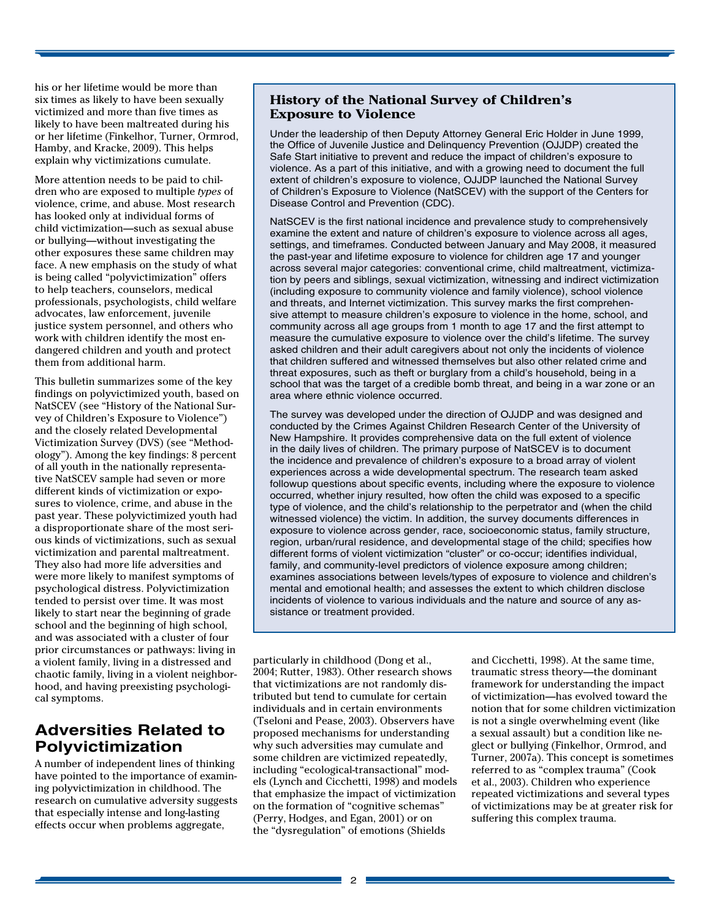his or her lifetime would be more than six times as likely to have been sexually victimized and more than five times as likely to have been maltreated during his or her lifetime (Finkelhor, Turner, Ormrod, Hamby, and Kracke, 2009). This helps explain why victimizations cumulate.

More attention needs to be paid to children who are exposed to multiple *types* of violence, crime, and abuse. Most research has looked only at individual forms of child victimization—such as sexual abuse or bullying—without investigating the other exposures these same children may face. A new emphasis on the study of what is being called "polyvictimization" offers to help teachers, counselors, medical professionals, psychologists, child welfare advocates, law enforcement, juvenile justice system personnel, and others who work with children identify the most endangered children and youth and protect them from additional harm.

This bulletin summarizes some of the key findings on polyvictimized youth, based on NatSCEV (see "History of the National Survey of Children's Exposure to Violence") and the closely related Developmental Victimization Survey (DVS) (see "Methodology"). Among the key findings: 8 percent of all youth in the nationally representative NatSCEV sample had seven or more different kinds of victimization or exposures to violence, crime, and abuse in the past year. These polyvictimized youth had a disproportionate share of the most serious kinds of victimizations, such as sexual victimization and parental maltreatment. They also had more life adversities and were more likely to manifest symptoms of psychological distress. Polyvictimization tended to persist over time. It was most likely to start near the beginning of grade school and the beginning of high school, and was associated with a cluster of four prior circumstances or pathways: living in a violent family, living in a distressed and chaotic family, living in a violent neighborhood, and having preexisting psychological symptoms.

### History of the National Survey of Children's Exposure to Violence

Under the leadership of then Deputy Attorney General Eric Holder in June 1999, the Office of Juvenile Justice and Delinquency Prevention (OJJDP) created the Safe Start initiative to prevent and reduce the impact of children's exposure to violence. As a part of this initiative, and with a growing need to document the full extent of children's exposure to violence, OJJDP launched the National Survey of Children's Exposure to Violence (NatSCEV) with the support of the Centers for Disease Control and Prevention (CDC).

NatSCEV is the first national incidence and prevalence study to comprehensively examine the extent and nature of children's exposure to violence across all ages, settings, and timeframes. Conducted between January and May 2008, it measured the past-year and lifetime exposure to violence for children age 17 and younger across several major categories: conventional crime, child maltreatment, victimization by peers and siblings, sexual victimization, witnessing and indirect victimization (including exposure to community violence and family violence), school violence and threats, and Internet victimization. This survey marks the first comprehensive attempt to measure children's exposure to violence in the home, school, and community across all age groups from 1 month to age 17 and the first attempt to measure the cumulative exposure to violence over the child's lifetime. The survey asked children and their adult caregivers about not only the incidents of violence that children suffered and witnessed themselves but also other related crime and threat exposures, such as theft or burglary from a child's household, being in a school that was the target of a credible bomb threat, and being in a war zone or an area where ethnic violence occurred.

The survey was developed under the direction of OJJDP and was designed and conducted by the Crimes Against Children Research Center of the University of New Hampshire. It provides comprehensive data on the full extent of violence in the daily lives of children. The primary purpose of NatSCEV is to document the incidence and prevalence of children's exposure to a broad array of violent experiences across a wide developmental spectrum. The research team asked followup questions about specific events, including where the exposure to violence occurred, whether injury resulted, how often the child was exposed to a specific type of violence, and the child's relationship to the perpetrator and (when the child witnessed violence) the victim. In addition, the survey documents differences in exposure to violence across gender, race, socioeconomic status, family structure, region, urban/rural residence, and developmental stage of the child; specifies how different forms of violent victimization "cluster" or co-occur; identifies individual, family, and community-level predictors of violence exposure among children; examines associations between levels/types of exposure to violence and children's mental and emotional health; and assesses the extent to which children disclose incidents of violence to various individuals and the nature and source of any assistance or treatment provided.

## Adversities Related to Polyvictimization

A number of independent lines of thinking have pointed to the importance of examining polyvictimization in childhood. The research on cumulative adversity suggests that especially intense and long-lasting effects occur when problems aggregate, particularly in childhood (Dong et al., 2004; Rutter, 1983). Other research shows that victimizations are not randomly distributed but tend to cumulate for certain individuals and in certain environments (Tseloni and Pease, 2003). Observers have proposed mechanisms for understanding why such adversities may cumulate and some children are victimized repeatedly, including "ecological-transactional" models (Lynch and Cicchetti, 1998) and models that emphasize the impact of victimization on the formation of "cognitive schemas" (Perry, Hodges, and Egan, 2001) or on the "dysregulation" of emotions (Shields and Cicchetti, 1998). At the same time, traumatic stress theory—the dominant framework for understanding the impact of victimization—has evolved toward the notion that for some children victimization is not a single overwhelming event (like a sexual assault) but a condition like neglect or bullying (Finkelhor, Ormrod, and Turner, 2007a). This concept is sometimes referred to as "complex trauma" (Cook et al., 2003). Children who experience repeated victimizations and several types of victimizations may be at greater risk for suffering this complex trauma.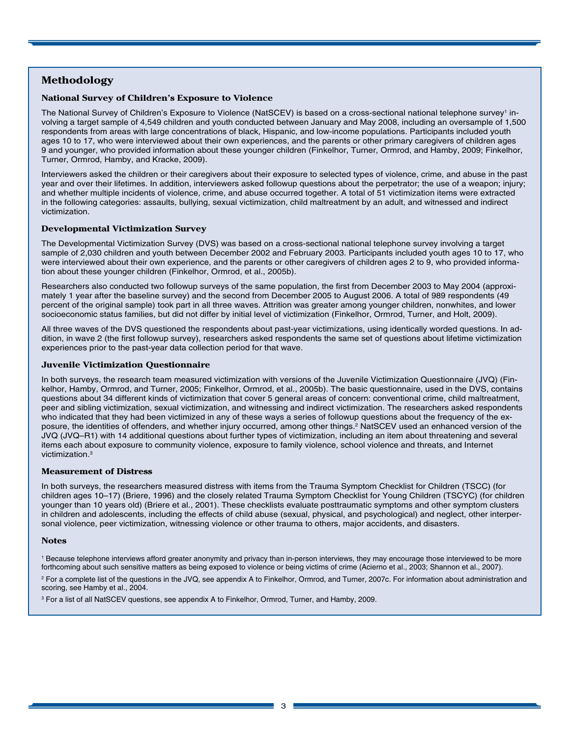## Methodology

### National Survey of Children's Exposure to Violence

The National Survey of Children's Exposure to Violence (NatSCEV) is based on a cross-sectional national telephone survey[1] involving a target sample of 4,549 children and youth conducted between January and May 2008, including an oversample of 1,500 respondents from areas with large concentrations of black, Hispanic, and low-income populations. Participants included youth ages 10 to 17, who were interviewed about their own experiences, and the parents or other primary caregivers of children ages 9 and younger, who provided information about these younger children (Finkelhor, Turner, Ormrod, and Hamby, 2009; Finkelhor, Turner, Ormrod, Hamby, and Kracke, 2009).

Interviewers asked the children or their caregivers about their exposure to selected types of violence, crime, and abuse in the past year and over their lifetimes. In addition, interviewers asked followup questions about the perpetrator; the use of a weapon; injury; and whether multiple incidents of violence, crime, and abuse occurred together. A total of 51 victimization items were extracted in the following categories: assaults, bullying, sexual victimization, child maltreatment by an adult, and witnessed and indirect victimization.

### Developmental Victimization Survey

The Developmental Victimization Survey (DVS) was based on a cross-sectional national telephone survey involving a target sample of 2,030 children and youth between December 2002 and February 2003. Participants included youth ages 10 to 17, who were interviewed about their own experience, and the parents or other caregivers of children ages 2 to 9, who provided information about these younger children (Finkelhor, Ormrod, et al., 2005b).

Researchers also conducted two followup surveys of the same population, the first from December 2003 to May 2004 (approximately 1 year after the baseline survey) and the second from December 2005 to August 2006. A total of 989 respondents (49 percent of the original sample) took part in all three waves. Attrition was greater among younger children, nonwhites, and lower socioeconomic status families, but did not differ by initial level of victimization (Finkelhor, Ormrod, Turner, and Holt, 2009).

All three waves of the DVS questioned the respondents about past-year victimizations, using identically worded questions. In addition, in wave 2 (the first followup survey), researchers asked respondents the same set of questions about lifetime victimization experiences prior to the past-year data collection period for that wave.

### Juvenile Victimization Questionnaire

In both surveys, the research team measured victimization with versions of the Juvenile Victimization Questionnaire (JVQ) (Finkelhor, Hamby, Ormrod, and Turner, 2005; Finkelhor, Ormrod, et al., 2005b). The basic questionnaire, used in the DVS, contains questions about 34 different kinds of victimization that cover 5 general areas of concern: conventional crime, child maltreatment, peer and sibling victimization, sexual victimization, and witnessing and indirect victimization. The researchers asked respondents who indicated that they had been victimized in any of these ways a series of followup questions about the frequency of the exposure, the identities of offenders, and whether injury occurred, among other things.[2] NatSCEV used an enhanced version of the JVQ (JVQ–R1) with 14 additional questions about further types of victimization, including an item about threatening and several items each about exposure to community violence, exposure to family violence, school violence and threats, and Internet victimization.[3]

### Measurement of Distress

In both surveys, the researchers measured distress with items from the Trauma Symptom Checklist for Children (TSCC) (for children ages 10–17) (Briere, 1996) and the closely related Trauma Symptom Checklist for Young Children (TSCYC) (for children younger than 10 years old) (Briere et al., 2001). These checklists evaluate posttraumatic symptoms and other symptom clusters in children and adolescents, including the effects of child abuse (sexual, physical, and psychological) and neglect, other interpersonal violence, peer victimization, witnessing violence or other trauma to others, major accidents, and disasters.

### Notes

[1] Because telephone interviews afford greater anonymity and privacy than in-person interviews, they may encourage those interviewed to be more forthcoming about such sensitive matters as being exposed to violence or being victims of crime (Acierno et al., 2003; Shannon et al., 2007).

[2] For a complete list of the questions in the JVQ, see appendix A to Finkelhor, Ormrod, and Turner, 2007c. For information about administration and scoring, see Hamby et al., 2004.

[3] For a list of all NatSCEV questions, see appendix A to Finkelhor, Ormrod, Turner, and Hamby, 2009.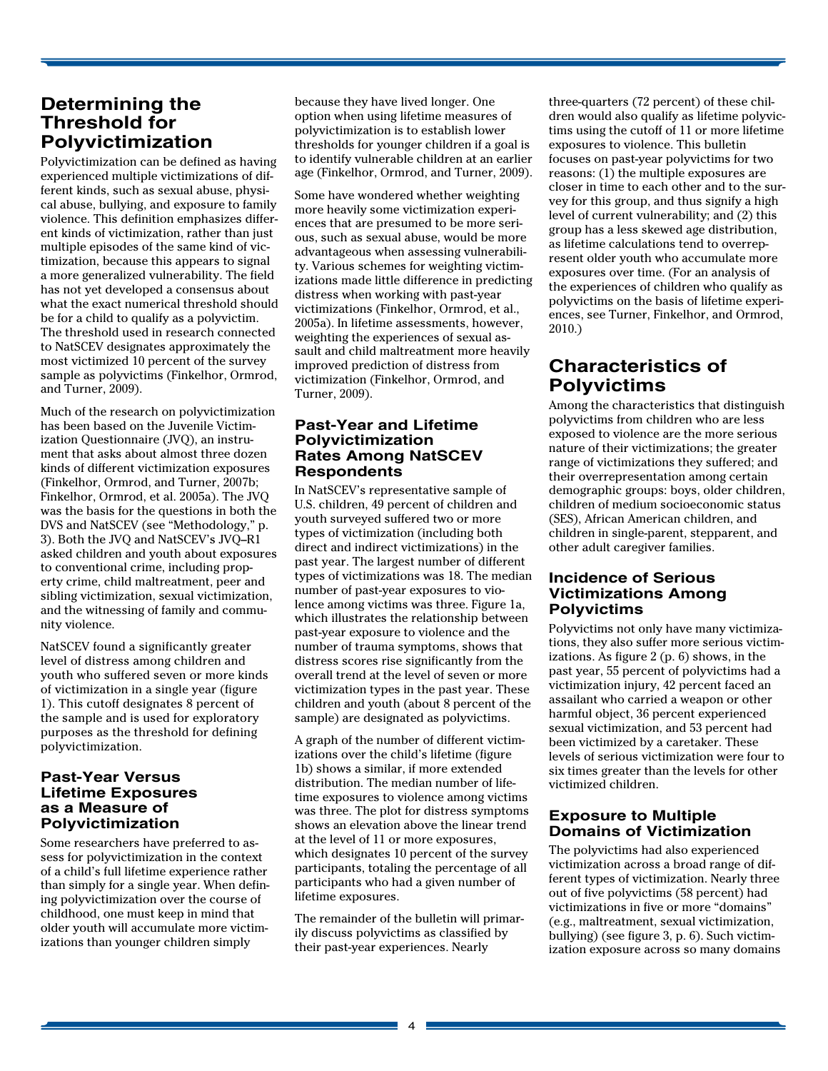## Determining the Threshold for Polyvictimization

Polyvictimization can be defined as having experienced multiple victimizations of different kinds, such as sexual abuse, physical abuse, bullying, and exposure to family violence. This definition emphasizes different kinds of victimization, rather than just multiple episodes of the same kind of victimization, because this appears to signal a more generalized vulnerability. The field has not yet developed a consensus about what the exact numerical threshold should be for a child to qualify as a polyvictim. The threshold used in research connected to NatSCEV designates approximately the most victimized 10 percent of the survey sample as polyvictims (Finkelhor, Ormrod, and Turner, 2009).

Much of the research on polyvictimization has been based on the Juvenile Victimization Questionnaire (JVQ), an instrument that asks about almost three dozen kinds of different victimization exposures (Finkelhor, Ormrod, and Turner, 2007b; Finkelhor, Ormrod, et al. 2005a). The JVQ was the basis for the questions in both the DVS and NatSCEV (see "Methodology," p. 3). Both the JVQ and NatSCEV's JVQ–R1 asked children and youth about exposures to conventional crime, including property crime, child maltreatment, peer and sibling victimization, sexual victimization, and the witnessing of family and community violence.

NatSCEV found a significantly greater level of distress among children and youth who suffered seven or more kinds of victimization in a single year (figure 1). This cutoff designates 8 percent of the sample and is used for exploratory purposes as the threshold for defining polyvictimization.

### Past-Year Versus Lifetime Exposures as a Measure of Polyvictimization

Some researchers have preferred to assess for polyvictimization in the context of a child's full lifetime experience rather than simply for a single year. When defining polyvictimization over the course of childhood, one must keep in mind that older youth will accumulate more victimizations than younger children simply because they have lived longer. One option when using lifetime measures of polyvictimization is to establish lower thresholds for younger children if a goal is to identify vulnerable children at an earlier age (Finkelhor, Ormrod, and Turner, 2009).

Some have wondered whether weighting more heavily some victimization experiences that are presumed to be more serious, such as sexual abuse, would be more advantageous when assessing vulnerability. Various schemes for weighting victimizations made little difference in predicting distress when working with past-year victimizations (Finkelhor, Ormrod, et al., 2005a). In lifetime assessments, however, weighting the experiences of sexual assault and child maltreatment more heavily improved prediction of distress from victimization (Finkelhor, Ormrod, and Turner, 2009).

### Past-Year and Lifetime Polyvictimization Rates Among NatSCEV Respondents

In NatSCEV's representative sample of U.S. children, 49 percent of children and youth surveyed suffered two or more types of victimization (including both direct and indirect victimizations) in the past year. The largest number of different types of victimizations was 18. The median number of past-year exposures to violence among victims was three. Figure 1a, which illustrates the relationship between past-year exposure to violence and the number of trauma symptoms, shows that distress scores rise significantly from the overall trend at the level of seven or more victimization types in the past year. These children and youth (about 8 percent of the sample) are designated as polyvictims.

A graph of the number of different victimizations over the child's lifetime (figure 1b) shows a similar, if more extended distribution. The median number of lifetime exposures to violence among victims was three. The plot for distress symptoms shows an elevation above the linear trend at the level of 11 or more exposures, which designates 10 percent of the survey participants, totaling the percentage of all participants who had a given number of lifetime exposures.

The remainder of the bulletin will primarily discuss polyvictims as classified by their past-year experiences. Nearly three-quarters (72 percent) of these children would also qualify as lifetime polyvictims using the cutoff of 11 or more lifetime exposures to violence. This bulletin focuses on past-year polyvictims for two reasons: (1) the multiple exposures are closer in time to each other and to the survey for this group, and thus signify a high level of current vulnerability; and (2) this group has a less skewed age distribution, as lifetime calculations tend to overrepresent older youth who accumulate more exposures over time. (For an analysis of the experiences of children who qualify as polyvictims on the basis of lifetime experiences, see Turner, Finkelhor, and Ormrod, 2010.)

## Characteristics of Polyvictims

Among the characteristics that distinguish polyvictims from children who are less exposed to violence are the more serious nature of their victimizations; the greater range of victimizations they suffered; and their overrepresentation among certain demographic groups: boys, older children, children of medium socioeconomic status (SES), African American children, and children in single-parent, stepparent, and other adult caregiver families.

### Incidence of Serious Victimizations Among Polyvictims

Polyvictims not only have many victimizations, they also suffer more serious victimizations. As figure 2 (p. 6) shows, in the past year, 55 percent of polyvictims had a victimization injury, 42 percent faced an assailant who carried a weapon or other harmful object, 36 percent experienced sexual victimization, and 53 percent had been victimized by a caretaker. These levels of serious victimization were four to six times greater than the levels for other victimized children.

### Exposure to Multiple Domains of Victimization

The polyvictims had also experienced victimization across a broad range of different types of victimization. Nearly three out of five polyvictims (58 percent) had victimizations in five or more "domains" (e.g., maltreatment, sexual victimization, bullying) (see figure 3, p. 6). Such victimization exposure across so many domains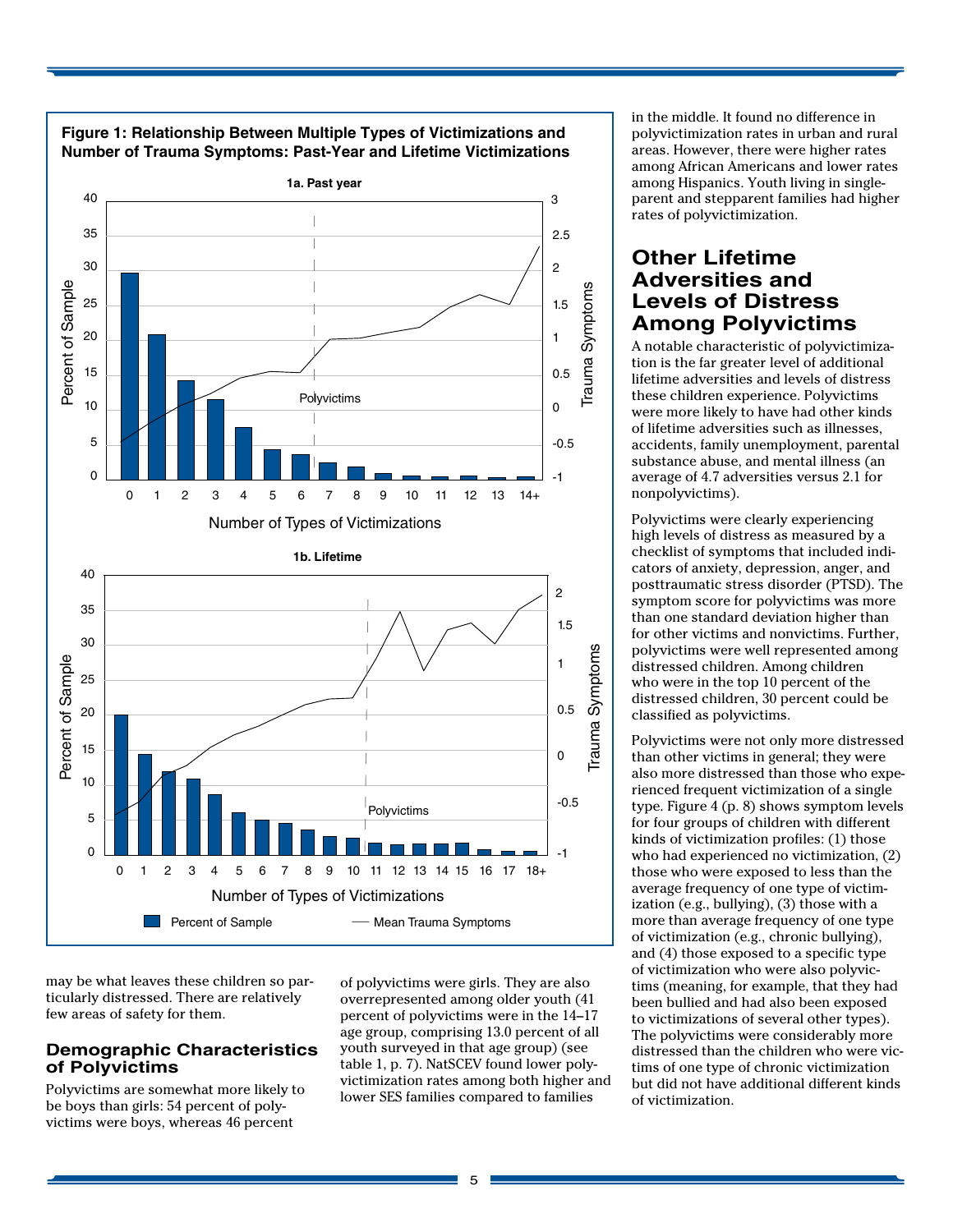**Figure 1: Relationship Between Multiple Types of Victimizations and Number of Trauma Symptoms: Past-Year and Lifetime Victimizations**

may be what leaves these children so particularly distressed. There are relatively few areas of safety for them.

## Demographic Characteristics of Polyvictims

Polyvictims are somewhat more likely to be boys than girls: 54 percent of polyvictims were boys, whereas 46 percent of polyvictims were girls. They are also overrepresented among older youth (41 percent of polyvictims were in the 14–17 age group, comprising 13.0 percent of all youth surveyed in that age group) (see table 1, p. 7). NatSCEV found lower polyvictimization rates among both higher and lower SES families compared to families in the middle. It found no difference in polyvictimization rates in urban and rural areas. However, there were higher rates among African Americans and lower rates among Hispanics. Youth living in single-parent and stepparent families had higher rates of polyvictimization.

## Other Lifetime Adversities and Levels of Distress Among Polyvictims

A notable characteristic of polyvictimization is the far greater level of additional lifetime adversities and levels of distress these children experience. Polyvictims were more likely to have had other kinds of lifetime adversities such as illnesses, accidents, family unemployment, parental substance abuse, and mental illness (an average of 4.7 adversities versus 2.1 for nonpolyvictims).

Polyvictims were clearly experiencing high levels of distress as measured by a checklist of symptoms that included indicators of anxiety, depression, anger, and posttraumatic stress disorder (PTSD). The symptom score for polyvictims was more than one standard deviation higher than for other victims and nonvictims. Further, polyvictims were well represented among distressed children. Among children who were in the top 10 percent of the distressed children, 30 percent could be classified as polyvictims.

Polyvictims were not only more distressed than other victims in general; they were also more distressed than those who experienced frequent victimization of a single type. Figure 4 (p. 8) shows symptom levels for four groups of children with different kinds of victimization profiles: (1) those who had experienced no victimization, (2) those who were exposed to less than the average frequency of one type of victimization (e.g., bullying), (3) those with a more than average frequency of one type of victimization (e.g., chronic bullying), and (4) those exposed to a specific type of victimization who were also polyvictims (meaning, for example, that they had been bullied and had also been exposed to victimizations of several other types). The polyvictims were considerably more distressed than the children who were victims of one type of chronic victimization but did not have additional different kinds of victimization.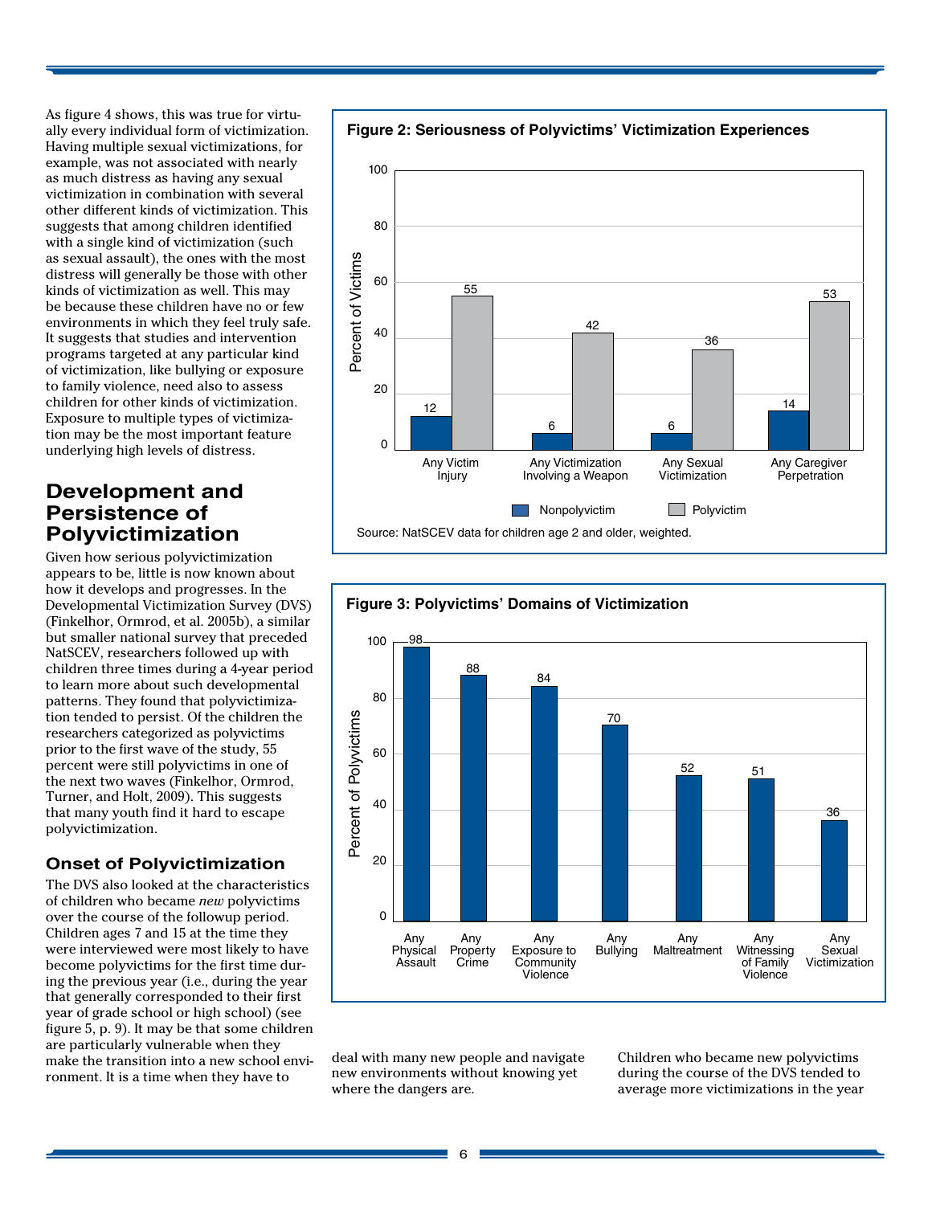As figure 4 shows, this was true for virtually every individual form of victimization. Having multiple sexual victimizations, for example, was not associated with nearly as much distress as having any sexual victimization in combination with several other different kinds of victimization. This suggests that among children identified with a single kind of victimization (such as sexual assault), the ones with the most distress will generally be those with other kinds of victimization as well. This may be because these children have no or few environments in which they feel truly safe. It suggests that studies and intervention programs targeted at any particular kind of victimization, like bullying or exposure to family violence, need also to assess children for other kinds of victimization. Exposure to multiple types of victimization may be the most important feature underlying high levels of distress.

**Figure 2: Seriousness of Polyvictims' Victimization Experiences**

| Percent of Victims | Nonpolyvictim | Polyvictim |
|---|---|---|
| Any Victim Injury | 12 | 55 |
| Any Victimization Involving a Weapon | 6 | 42 |
| Any Sexual Victimization | 6 | 36 |
| Any Caregiver Perpetration | 14 | 53 |

Source: NatSCEV data for children age 2 and older, weighted.

**Figure 3: Polyvictims' Domains of Victimization**

| Domain | Percent of Polyvictims |
|---|---|
| Any Physical Assault | 98 |
| Any Property Crime | 88 |
| Any Exposure to Community Violence | 84 |
| Any Bullying | 70 |
| Any Maltreatment | 52 |
| Any Witnessing of Family Violence | 51 |
| Any Sexual Victimization | 36 |

## Development and Persistence of Polyvictimization

Given how serious polyvictimization appears to be, little is now known about how it develops and progresses. In the Developmental Victimization Survey (DVS) (Finkelhor, Ormrod, et al. 2005b), a similar but smaller national survey that preceded NatSCEV, researchers followed up with children three times during a 4-year period to learn more about such developmental patterns. They found that polyvictimization tended to persist. Of the children the researchers categorized as polyvictims prior to the first wave of the study, 55 percent were still polyvictims in one of the next two waves (Finkelhor, Ormrod, Turner, and Holt, 2009). This suggests that many youth find it hard to escape polyvictimization.

### Onset of Polyvictimization

The DVS also looked at the characteristics of children who became *new* polyvictims over the course of the followup period. Children ages 7 and 15 at the time they were interviewed were most likely to have become polyvictims for the first time during the previous year (i.e., during the year that generally corresponded to their first year of grade school or high school) (see figure 5, p. 9). It may be that some children are particularly vulnerable when they make the transition into a new school environment. It is a time when they have to deal with many new people and navigate new environments without knowing yet where the dangers are.

Children who became new polyvictims during the course of the DVS tended to average more victimizations in the year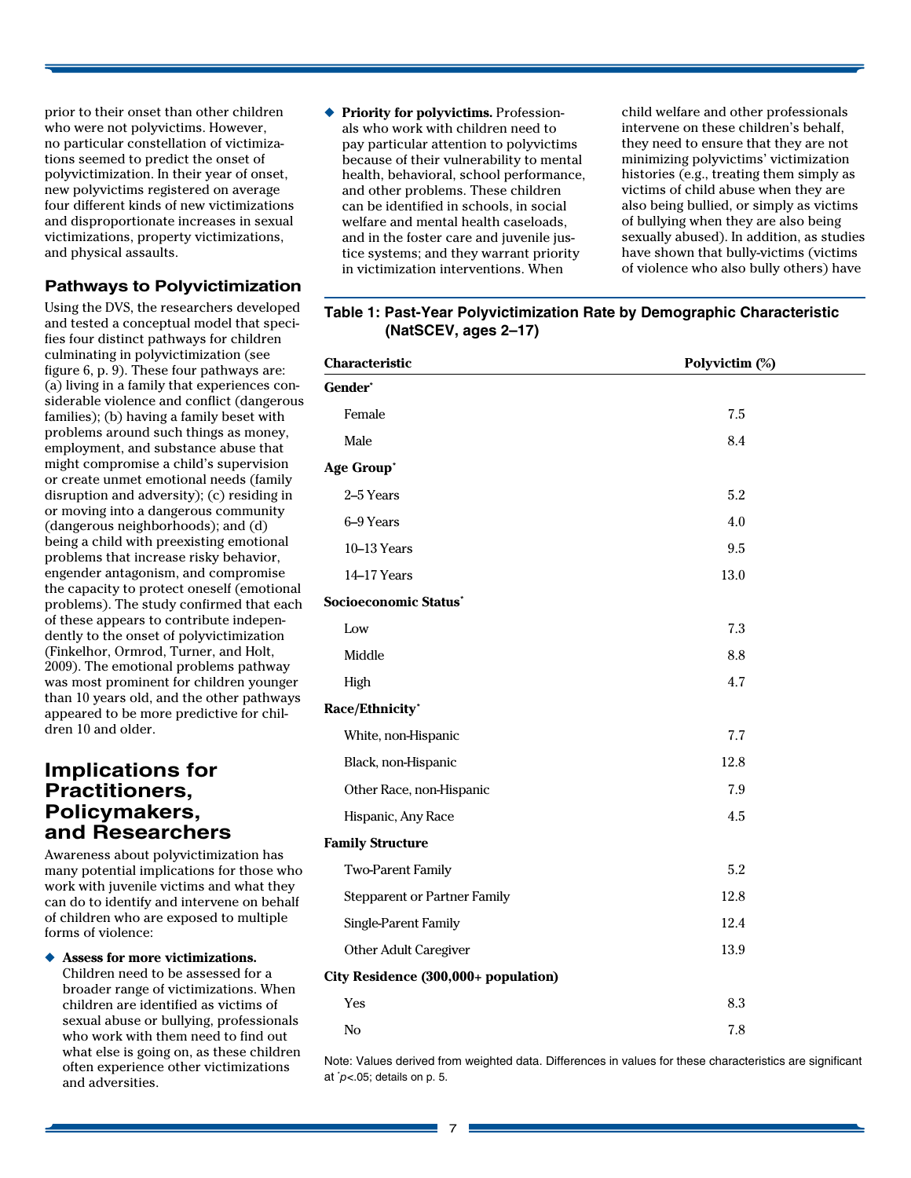prior to their onset than other children who were not polyvictims. However, no particular constellation of victimizations seemed to predict the onset of polyvictimization. In their year of onset, new polyvictims registered on average four different kinds of new victimizations and disproportionate increases in sexual victimizations, property victimizations, and physical assaults.

### Pathways to Polyvictimization

Using the DVS, the researchers developed and tested a conceptual model that specifies four distinct pathways for children culminating in polyvictimization (see figure 6, p. 9). These four pathways are: (a) living in a family that experiences considerable violence and conflict (dangerous families); (b) having a family beset with problems around such things as money, employment, and substance abuse that might compromise a child's supervision or create unmet emotional needs (family disruption and adversity); (c) residing in or moving into a dangerous community (dangerous neighborhoods); and (d) being a child with preexisting emotional problems that increase risky behavior, engender antagonism, and compromise the capacity to protect oneself (emotional problems). The study confirmed that each of these appears to contribute independently to the onset of polyvictimization (Finkelhor, Ormrod, Turner, and Holt, 2009). The emotional problems pathway was most prominent for children younger than 10 years old, and the other pathways appeared to be more predictive for children 10 and older.

## Implications for Practitioners, Policymakers, and Researchers

Awareness about polyvictimization has many potential implications for those who work with juvenile victims and what they can do to identify and intervene on behalf of children who are exposed to multiple forms of violence:

- **Assess for more victimizations.** Children need to be assessed for a broader range of victimizations. When children are identified as victims of sexual abuse or bullying, professionals who work with them need to find out what else is going on, as these children often experience other victimizations and adversities.

- **Priority for polyvictims.** Professionals who work with children need to pay particular attention to polyvictims because of their vulnerability to mental health, behavioral, school performance, and other problems. These children can be identified in schools, in social welfare and mental health caseloads, and in the foster care and juvenile justice systems; and they warrant priority in victimization interventions. When child welfare and other professionals intervene on these children's behalf, they need to ensure that they are not minimizing polyvictims' victimization histories (e.g., treating them simply as victims of child abuse when they are also being bullied, or simply as victims of bullying when they are also being sexually abused). In addition, as studies have shown that bully-victims (victims of violence who also bully others) have

**Table 1: Past-Year Polyvictimization Rate by Demographic Characteristic (NatSCEV, ages 2–17)**

| Characteristic | Polyvictim (%) |
|---|---|
| **Gender*** | |
| Female | 7.5 |
| Male | 8.4 |
| **Age Group*** | |
| 2–5 Years | 5.2 |
| 6–9 Years | 4.0 |
| 10–13 Years | 9.5 |
| 14–17 Years | 13.0 |
| **Socioeconomic Status*** | |
| Low | 7.3 |
| Middle | 8.8 |
| High | 4.7 |
| **Race/Ethnicity*** | |
| White, non-Hispanic | 7.7 |
| Black, non-Hispanic | 12.8 |
| Other Race, non-Hispanic | 7.9 |
| Hispanic, Any Race | 4.5 |
| **Family Structure** | |
| Two-Parent Family | 5.2 |
| Stepparent or Partner Family | 12.8 |
| Single-Parent Family | 12.4 |
| Other Adult Caregiver | 13.9 |
| **City Residence (300,000+ population)** | |
| Yes | 8.3 |
| No | 7.8 |

Note: Values derived from weighted data. Differences in values for these characteristics are significant at *$p<.05$; details on p. 5.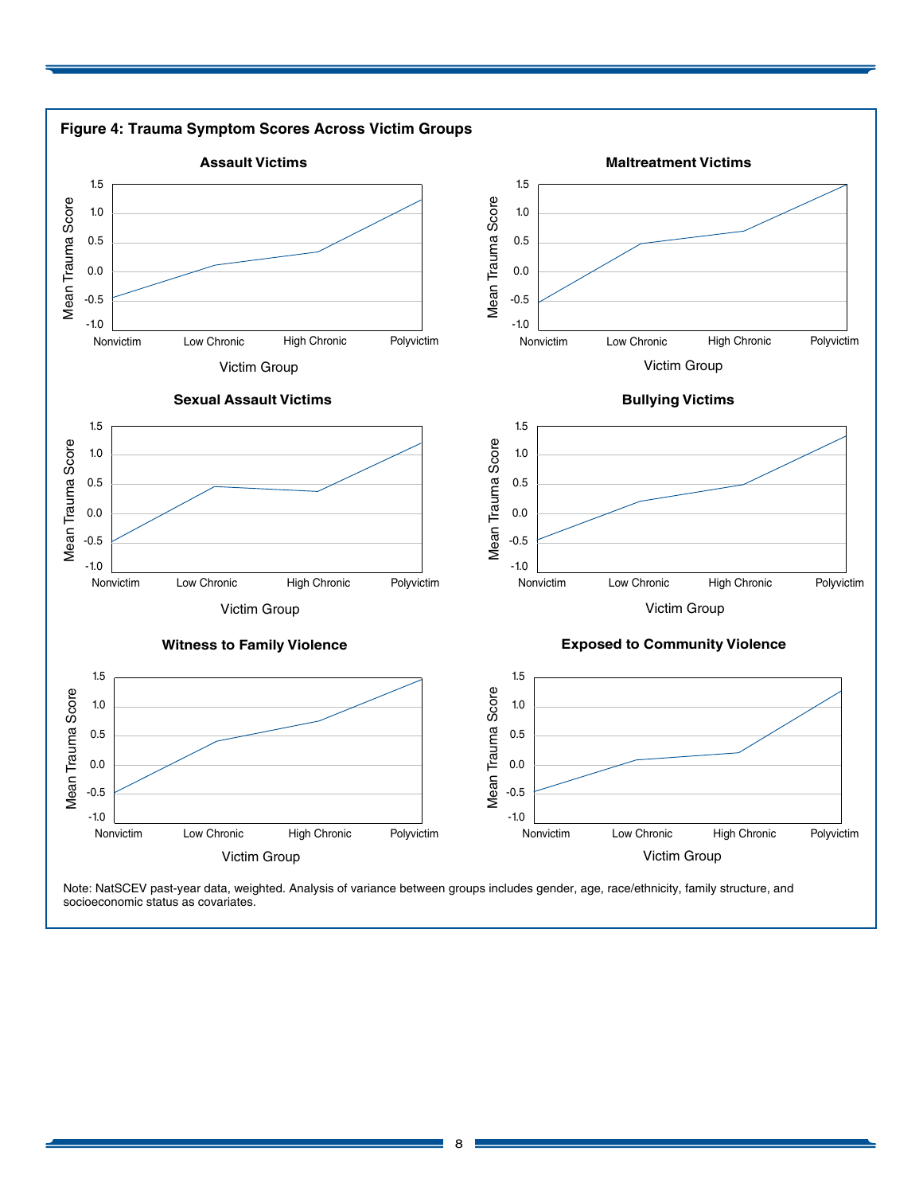**Figure 4: Trauma Symptom Scores Across Victim Groups**

Note: NatSCEV past-year data, weighted. Analysis of variance between groups includes gender, age, race/ethnicity, family structure, and socioeconomic status as covariates.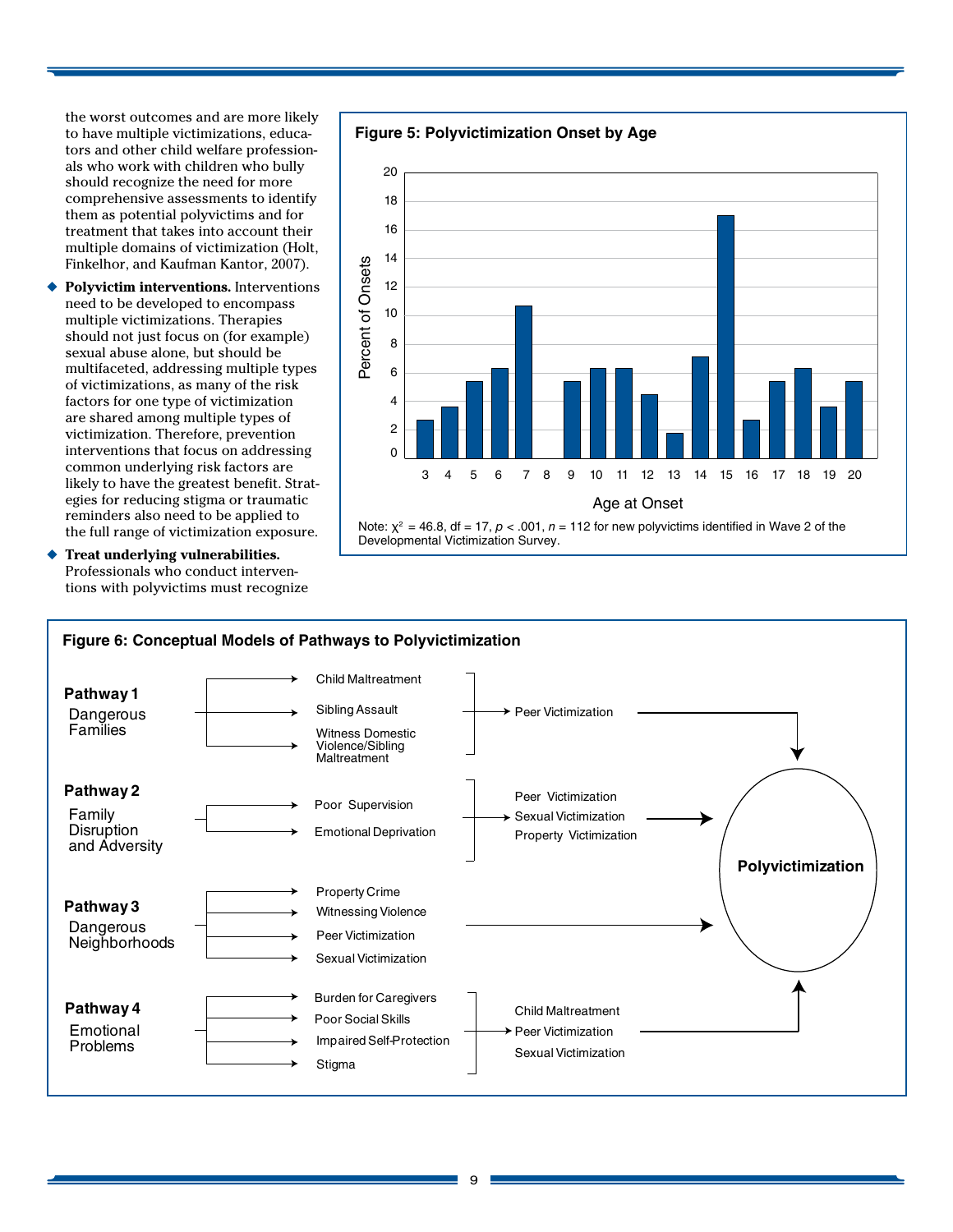the worst outcomes and are more likely to have multiple victimizations, educators and other child welfare professionals who work with children who bully should recognize the need for more comprehensive assessments to identify them as potential polyvictims and for treatment that takes into account their multiple domains of victimization (Holt, Finkelhor, and Kaufman Kantor, 2007).

- **Polyvictim interventions.** Interventions need to be developed to encompass multiple victimizations. Therapies should not just focus on (for example) sexual abuse alone, but should be multifaceted, addressing multiple types of victimizations, as many of the risk factors for one type of victimization are shared among multiple types of victimization. Therefore, prevention interventions that focus on addressing common underlying risk factors are likely to have the greatest benefit. Strategies for reducing stigma or traumatic reminders also need to be applied to the full range of victimization exposure.
- **Treat underlying vulnerabilities.** Professionals who conduct interventions with polyvictims must recognize

**Figure 5: Polyvictimization Onset by Age**

| Age at Onset | 3 | 4 | 5 | 6 | 7 | 8 | 9 | 10 | 11 | 12 | 13 | 14 | 15 | 16 | 17 | 18 | 19 | 20 |
|---|---|---|---|---|---|---|---|---|---|---|---|---|---|---|---|---|---|---|
| Percent of Onsets (approx.) | 2.7 | 3.6 | 5.4 | 6.3 | 10.7 | 0 | 5.4 | 6.3 | 6.3 | 4.5 | 1.8 | 7.1 | 17.0 | 2.7 | 5.4 | 6.3 | 3.6 | 5.4 |

Note: $\chi^2$ = 46.8, df = 17, $p$ < .001, $n$ = 112 for new polyvictims identified in Wave 2 of the Developmental Victimization Survey.

**Figure 6: Conceptual Models of Pathways to Polyvictimization**

**Pathway 1** — Dangerous Families
- Child Maltreatment
- Sibling Assault
- Witness Domestic Violence/Sibling Maltreatment

→ Peer Victimization → Polyvictimization

**Pathway 2** — Family Disruption and Adversity
- Poor Supervision
- Emotional Deprivation

→ Peer Victimization, Sexual Victimization, Property Victimization → Polyvictimization

**Pathway 3** — Dangerous Neighborhoods
- Property Crime
- Witnessing Violence
- Peer Victimization
- Sexual Victimization

→ Polyvictimization

**Pathway 4** — Emotional Problems
- Burden for Caregivers
- Poor Social Skills
- Impaired Self-Protection
- Stigma

→ Child Maltreatment, Peer Victimization, Sexual Victimization → Polyvictimization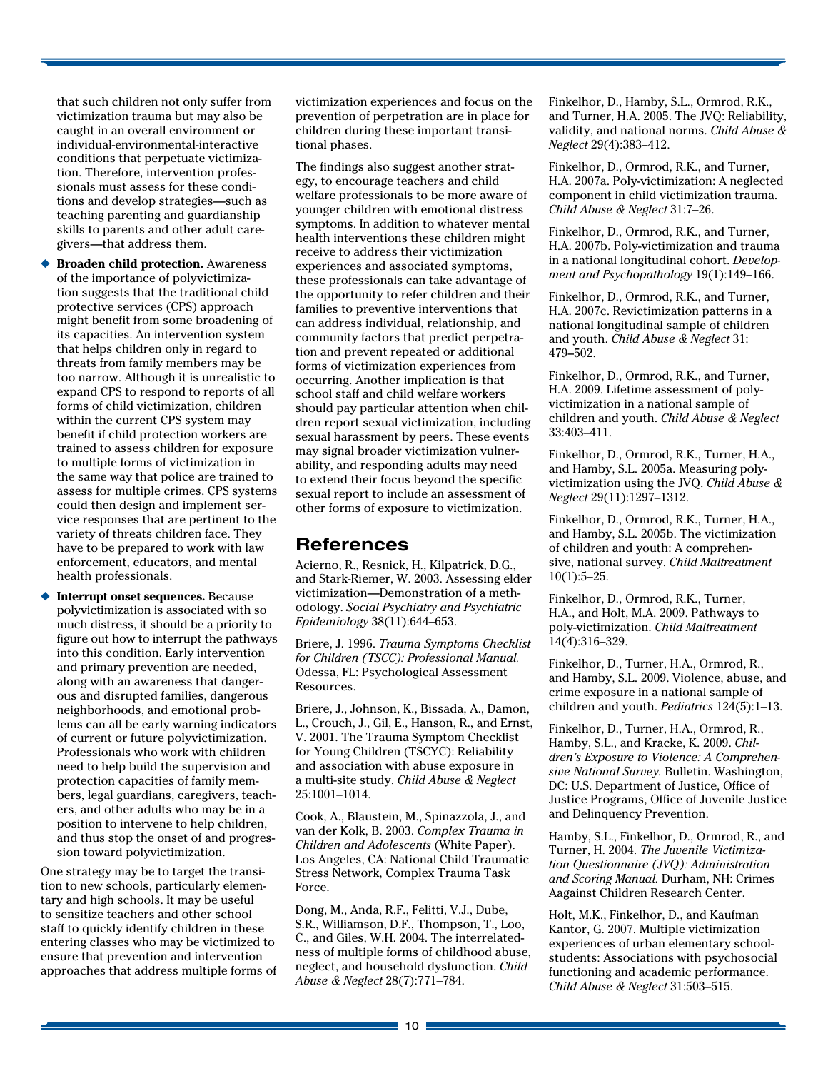that such children not only suffer from victimization trauma but may also be caught in an overall environment or individual-environmental-interactive conditions that perpetuate victimization. Therefore, intervention professionals must assess for these conditions and develop strategies—such as teaching parenting and guardianship skills to parents and other adult caregivers—that address them.

- **Broaden child protection.** Awareness of the importance of polyvictimization suggests that the traditional child protective services (CPS) approach might benefit from some broadening of its capacities. An intervention system that helps children only in regard to threats from family members may be too narrow. Although it is unrealistic to expand CPS to respond to reports of all forms of child victimization, children within the current CPS system may benefit if child protection workers are trained to assess children for exposure to multiple forms of victimization in the same way that police are trained to assess for multiple crimes. CPS systems could then design and implement service responses that are pertinent to the variety of threats children face. They have to be prepared to work with law enforcement, educators, and mental health professionals.
- **Interrupt onset sequences.** Because polyvictimization is associated with so much distress, it should be a priority to figure out how to interrupt the pathways into this condition. Early intervention and primary prevention are needed, along with an awareness that dangerous and disrupted families, dangerous neighborhoods, and emotional problems can all be early warning indicators of current or future polyvictimization. Professionals who work with children need to help build the supervision and protection capacities of family members, legal guardians, caregivers, teachers, and other adults who may be in a position to intervene to help children, and thus stop the onset of and progression toward polyvictimization.

One strategy may be to target the transition to new schools, particularly elementary and high schools. It may be useful to sensitize teachers and other school staff to quickly identify children in these entering classes who may be victimized to ensure that prevention and intervention approaches that address multiple forms of victimization experiences and focus on the prevention of perpetration are in place for children during these important transitional phases.

The findings also suggest another strategy, to encourage teachers and child welfare professionals to be more aware of younger children with emotional distress symptoms. In addition to whatever mental health interventions these children might receive to address their victimization experiences and associated symptoms, these professionals can take advantage of the opportunity to refer children and their families to preventive interventions that can address individual, relationship, and community factors that predict perpetration and prevent repeated or additional forms of victimization experiences from occurring. Another implication is that school staff and child welfare workers should pay particular attention when children report sexual victimization, including sexual harassment by peers. These events may signal broader victimization vulnerability, and responding adults may need to extend their focus beyond the specific sexual report to include an assessment of other forms of exposure to victimization.

## References

Acierno, R., Resnick, H., Kilpatrick, D.G., and Stark-Riemer, W. 2003. Assessing elder victimization—Demonstration of a methodology. *Social Psychiatry and Psychiatric Epidemiology* 38(11):644–653.

Briere, J. 1996. *Trauma Symptoms Checklist for Children (TSCC): Professional Manual.* Odessa, FL: Psychological Assessment Resources.

Briere, J., Johnson, K., Bissada, A., Damon, L., Crouch, J., Gil, E., Hanson, R., and Ernst, V. 2001. The Trauma Symptom Checklist for Young Children (TSCYC): Reliability and association with abuse exposure in a multi-site study. *Child Abuse & Neglect* 25:1001–1014.

Cook, A., Blaustein, M., Spinazzola, J., and van der Kolk, B. 2003. *Complex Trauma in Children and Adolescents* (White Paper). Los Angeles, CA: National Child Traumatic Stress Network, Complex Trauma Task Force.

Dong, M., Anda, R.F., Felitti, V.J., Dube, S.R., Williamson, D.F., Thompson, T., Loo, C., and Giles, W.H. 2004. The interrelatedness of multiple forms of childhood abuse, neglect, and household dysfunction. *Child Abuse & Neglect* 28(7):771–784.

Finkelhor, D., Hamby, S.L., Ormrod, R.K., and Turner, H.A. 2005. The JVQ: Reliability, validity, and national norms. *Child Abuse & Neglect* 29(4):383–412.

Finkelhor, D., Ormrod, R.K., and Turner, H.A. 2007a. Poly-victimization: A neglected component in child victimization trauma. *Child Abuse & Neglect* 31:7–26.

Finkelhor, D., Ormrod, R.K., and Turner, H.A. 2007b. Poly-victimization and trauma in a national longitudinal cohort. *Development and Psychopathology* 19(1):149–166.

Finkelhor, D., Ormrod, R.K., and Turner, H.A. 2007c. Revictimization patterns in a national longitudinal sample of children and youth. *Child Abuse & Neglect* 31: 479–502.

Finkelhor, D., Ormrod, R.K., and Turner, H.A. 2009. Lifetime assessment of poly-victimization in a national sample of children and youth. *Child Abuse & Neglect* 33:403–411.

Finkelhor, D., Ormrod, R.K., Turner, H.A., and Hamby, S.L. 2005a. Measuring poly-victimization using the JVQ. *Child Abuse & Neglect* 29(11):1297–1312.

Finkelhor, D., Ormrod, R.K., Turner, H.A., and Hamby, S.L. 2005b. The victimization of children and youth: A comprehensive, national survey. *Child Maltreatment* 10(1):5–25.

Finkelhor, D., Ormrod, R.K., Turner, H.A., and Holt, M.A. 2009. Pathways to poly-victimization. *Child Maltreatment* 14(4):316–329.

Finkelhor, D., Turner, H.A., Ormrod, R., and Hamby, S.L. 2009. Violence, abuse, and crime exposure in a national sample of children and youth. *Pediatrics* 124(5):1–13.

Finkelhor, D., Turner, H.A., Ormrod, R., Hamby, S.L., and Kracke, K. 2009. *Children's Exposure to Violence: A Comprehensive National Survey.* Bulletin. Washington, DC: U.S. Department of Justice, Office of Justice Programs, Office of Juvenile Justice and Delinquency Prevention.

Hamby, S.L., Finkelhor, D., Ormrod, R., and Turner, H. 2004. *The Juvenile Victimization Questionnaire (JVQ): Administration and Scoring Manual.* Durham, NH: Crimes Aagainst Children Research Center.

Holt, M.K., Finkelhor, D., and Kaufman Kantor, G. 2007. Multiple victimization experiences of urban elementary schoolstudents: Associations with psychosocial functioning and academic performance. *Child Abuse & Neglect* 31:503–515.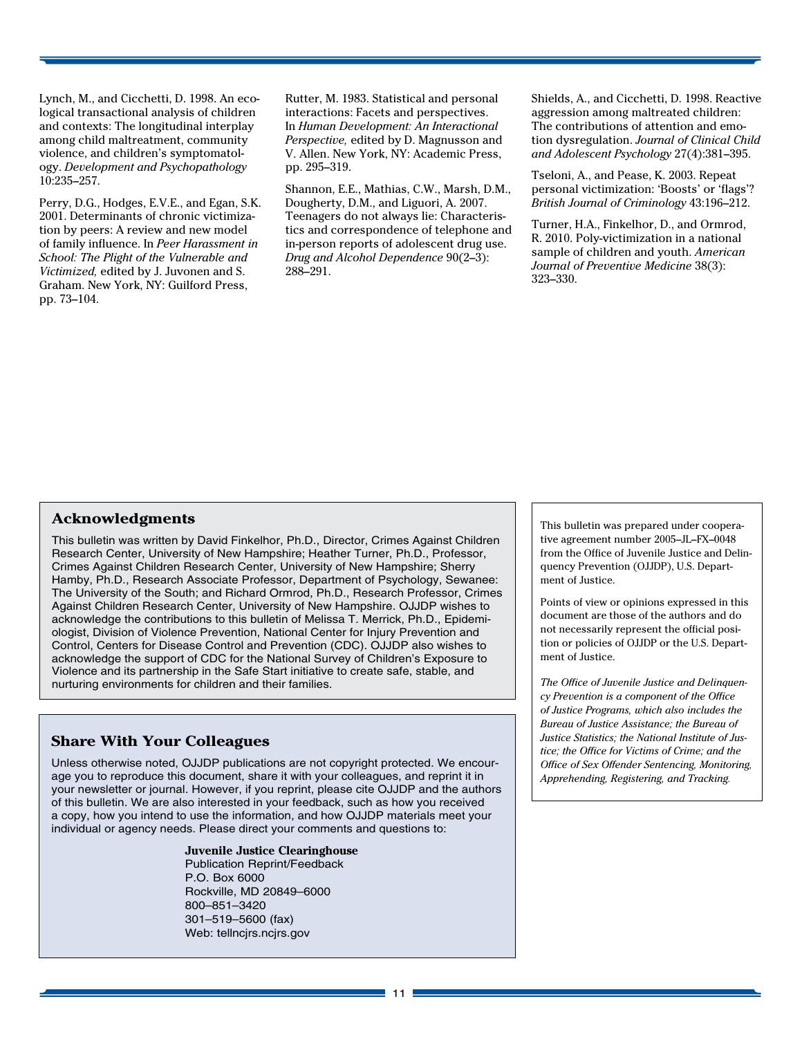Lynch, M., and Cicchetti, D. 1998. An ecological transactional analysis of children and contexts: The longitudinal interplay among child maltreatment, community violence, and children's symptomatology. *Development and Psychopathology* 10:235–257.

Perry, D.G., Hodges, E.V.E., and Egan, S.K. 2001. Determinants of chronic victimization by peers: A review and new model of family influence. In *Peer Harassment in School: The Plight of the Vulnerable and Victimized,* edited by J. Juvonen and S. Graham. New York, NY: Guilford Press, pp. 73–104.

Rutter, M. 1983. Statistical and personal interactions: Facets and perspectives. In *Human Development: An Interactional Perspective,* edited by D. Magnusson and V. Allen. New York, NY: Academic Press, pp. 295–319.

Shannon, E.E., Mathias, C.W., Marsh, D.M., Dougherty, D.M., and Liguori, A. 2007. Teenagers do not always lie: Characteristics and correspondence of telephone and in-person reports of adolescent drug use. *Drug and Alcohol Dependence* 90(2–3): 288–291.

Shields, A., and Cicchetti, D. 1998. Reactive aggression among maltreated children: The contributions of attention and emotion dysregulation. *Journal of Clinical Child and Adolescent Psychology* 27(4):381–395.

Tseloni, A., and Pease, K. 2003. Repeat personal victimization: 'Boosts' or 'flags'? *British Journal of Criminology* 43:196–212.

Turner, H.A., Finkelhor, D., and Ormrod, R. 2010. Poly-victimization in a national sample of children and youth. *American Journal of Preventive Medicine* 38(3): 323–330.

## Acknowledgments

This bulletin was written by David Finkelhor, Ph.D., Director, Crimes Against Children Research Center, University of New Hampshire; Heather Turner, Ph.D., Professor, Crimes Against Children Research Center, University of New Hampshire; Sherry Hamby, Ph.D., Research Associate Professor, Department of Psychology, Sewanee: The University of the South; and Richard Ormrod, Ph.D., Research Professor, Crimes Against Children Research Center, University of New Hampshire. OJJDP wishes to acknowledge the contributions to this bulletin of Melissa T. Merrick, Ph.D., Epidemiologist, Division of Violence Prevention, National Center for Injury Prevention and Control, Centers for Disease Control and Prevention (CDC). OJJDP also wishes to acknowledge the support of CDC for the National Survey of Children's Exposure to Violence and its partnership in the Safe Start initiative to create safe, stable, and nurturing environments for children and their families.

## Share With Your Colleagues

Unless otherwise noted, OJJDP publications are not copyright protected. We encourage you to reproduce this document, share it with your colleagues, and reprint it in your newsletter or journal. However, if you reprint, please cite OJJDP and the authors of this bulletin. We are also interested in your feedback, such as how you received a copy, how you intend to use the information, and how OJJDP materials meet your individual or agency needs. Please direct your comments and questions to:

**Juvenile Justice Clearinghouse**
Publication Reprint/Feedback
P.O. Box 6000
Rockville, MD 20849–6000
800–851–3420
301–519–5600 (fax)
Web: tellncjrs.ncjrs.gov

This bulletin was prepared under cooperative agreement number 2005–JL–FX–0048 from the Office of Juvenile Justice and Delinquency Prevention (OJJDP), U.S. Department of Justice.

Points of view or opinions expressed in this document are those of the authors and do not necessarily represent the official position or policies of OJJDP or the U.S. Department of Justice.

*The Office of Juvenile Justice and Delinquency Prevention is a component of the Office of Justice Programs, which also includes the Bureau of Justice Assistance; the Bureau of Justice Statistics; the National Institute of Justice; the Office for Victims of Crime; and the Office of Sex Offender Sentencing, Monitoring, Apprehending, Registering, and Tracking.*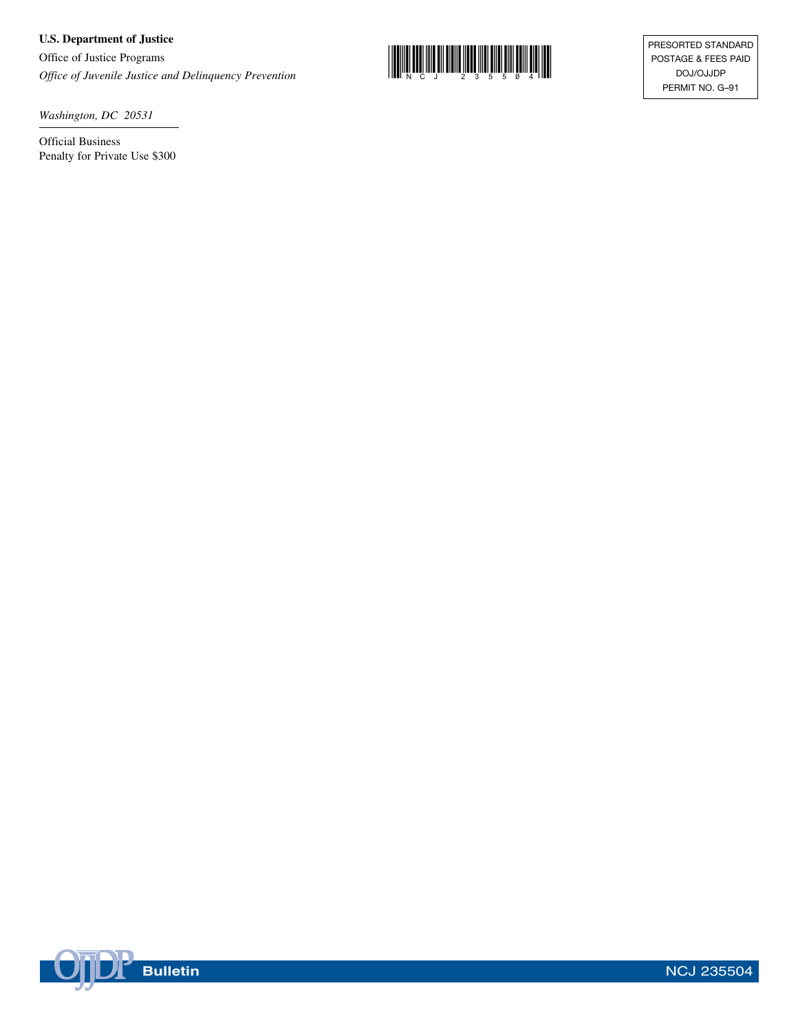**U.S. Department of Justice**

Office of Justice Programs

*Office of Juvenile Justice and Delinquency Prevention*

*Washington, DC 20531*

Official Business

Penalty for Private Use $300

PRESORTED STANDARD
POSTAGE & FEES PAID
DOJ/OJJDP
PERMIT NO. G–91

NCJ 235504

OJJDP **Bulletin**

NCJ 235504